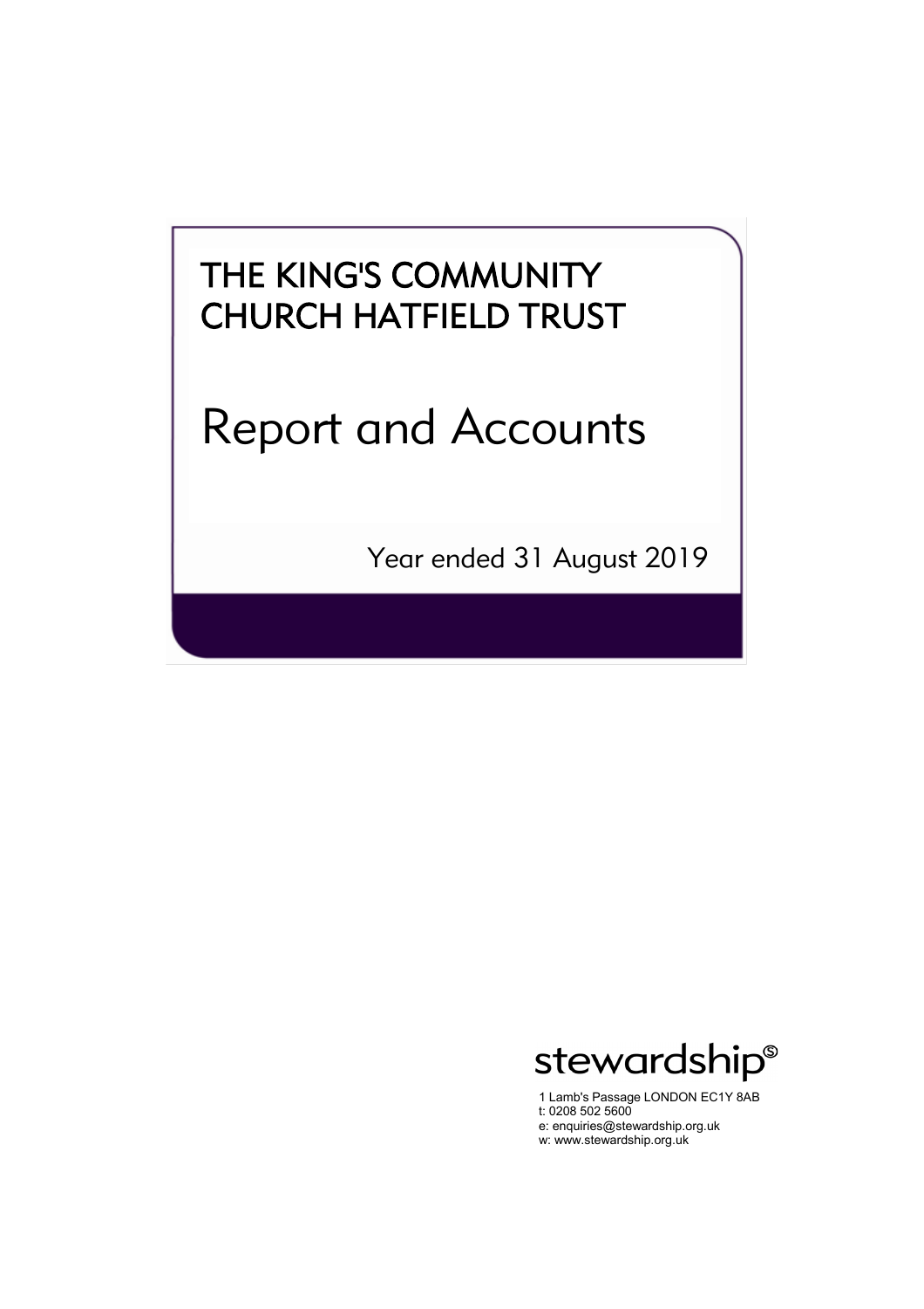# THE KING'S COMMUNITY CHURCH HATFIELD TRUST

# Report and Accounts

Year ended 31 August 2019

stewardship

1 Lamb's Passage LONDON EC1Y 8AB
t: 0208 502 5600
e: enquiries@stewardship.org.uk
w: www.stewardship.org.uk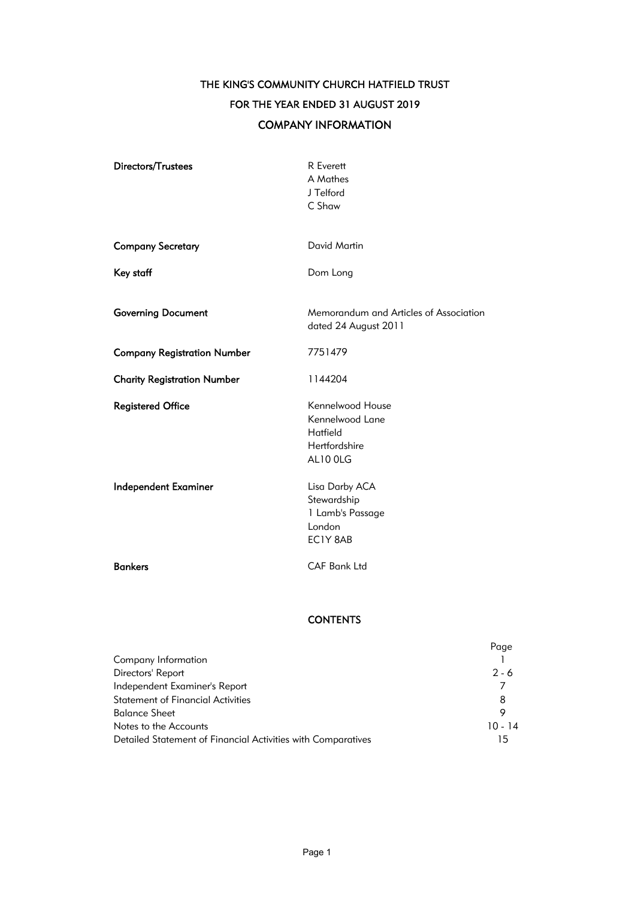# THE KING'S COMMUNITY CHURCH HATFIELD TRUST

## FOR THE YEAR ENDED 31 AUGUST 2019

## COMPANY INFORMATION

| | |
|---|---|
| **Directors/Trustees** | R Everett<br>A Mathes<br>J Telford<br>C Shaw |
| **Company Secretary** | David Martin |
| **Key staff** | Dom Long |
| **Governing Document** | Memorandum and Articles of Association dated 24 August 2011 |
| **Company Registration Number** | 7751479 |
| **Charity Registration Number** | 1144204 |
| **Registered Office** | Kennelwood House<br>Kennelwood Lane<br>Hatfield<br>Hertfordshire<br>AL10 0LG |
| **Independent Examiner** | Lisa Darby ACA<br>Stewardship<br>1 Lamb's Passage<br>London<br>EC1Y 8AB |
| **Bankers** | CAF Bank Ltd |

## CONTENTS

| | Page |
|---|---|
| Company Information | 1 |
| Directors' Report | 2 - 6 |
| Independent Examiner's Report | 7 |
| Statement of Financial Activities | 8 |
| Balance Sheet | 9 |
| Notes to the Accounts | 10 - 14 |
| Detailed Statement of Financial Activities with Comparatives | 15 |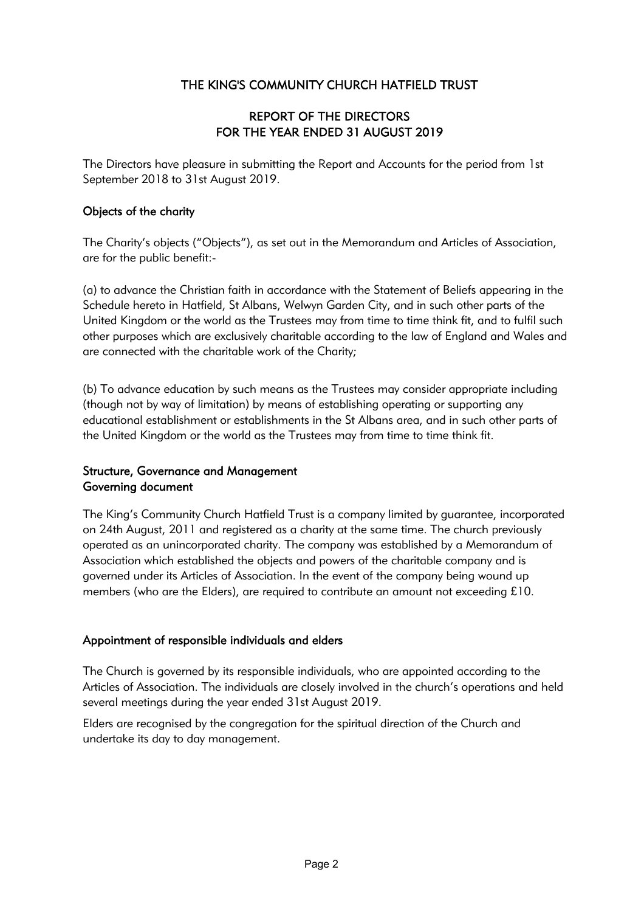# THE KING'S COMMUNITY CHURCH HATFIELD TRUST

## REPORT OF THE DIRECTORS
## FOR THE YEAR ENDED 31 AUGUST 2019

The Directors have pleasure in submitting the Report and Accounts for the period from 1st September 2018 to 31st August 2019.

### Objects of the charity

The Charity's objects ("Objects"), as set out in the Memorandum and Articles of Association, are for the public benefit:-

(a) to advance the Christian faith in accordance with the Statement of Beliefs appearing in the Schedule hereto in Hatfield, St Albans, Welwyn Garden City, and in such other parts of the United Kingdom or the world as the Trustees may from time to time think fit, and to fulfil such other purposes which are exclusively charitable according to the law of England and Wales and are connected with the charitable work of the Charity;

(b) To advance education by such means as the Trustees may consider appropriate including (though not by way of limitation) by means of establishing operating or supporting any educational establishment or establishments in the St Albans area, and in such other parts of the United Kingdom or the world as the Trustees may from time to time think fit.

### Structure, Governance and Management
### Governing document

The King's Community Church Hatfield Trust is a company limited by guarantee, incorporated on 24th August, 2011 and registered as a charity at the same time. The church previously operated as an unincorporated charity. The company was established by a Memorandum of Association which established the objects and powers of the charitable company and is governed under its Articles of Association. In the event of the company being wound up members (who are the Elders), are required to contribute an amount not exceeding £10.

### Appointment of responsible individuals and elders

The Church is governed by its responsible individuals, who are appointed according to the Articles of Association. The individuals are closely involved in the church's operations and held several meetings during the year ended 31st August 2019.

Elders are recognised by the congregation for the spiritual direction of the Church and undertake its day to day management.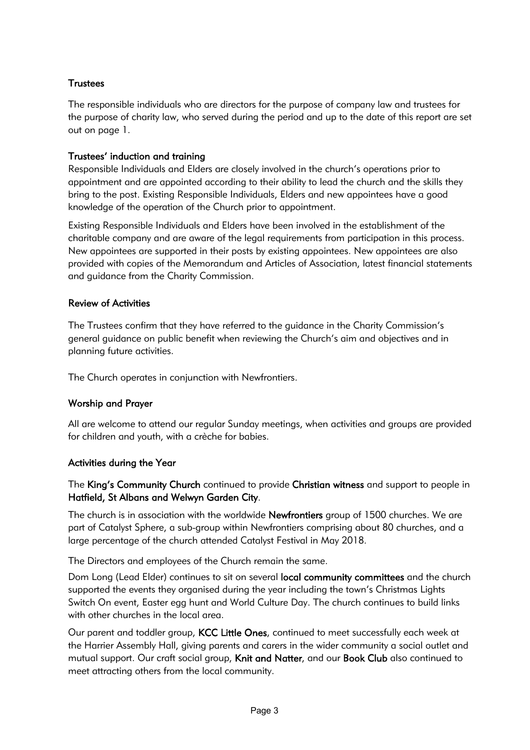## Trustees

The responsible individuals who are directors for the purpose of company law and trustees for the purpose of charity law, who served during the period and up to the date of this report are set out on page 1.

## Trustees' induction and training

Responsible Individuals and Elders are closely involved in the church's operations prior to appointment and are appointed according to their ability to lead the church and the skills they bring to the post. Existing Responsible Individuals, Elders and new appointees have a good knowledge of the operation of the Church prior to appointment.

Existing Responsible Individuals and Elders have been involved in the establishment of the charitable company and are aware of the legal requirements from participation in this process. New appointees are supported in their posts by existing appointees. New appointees are also provided with copies of the Memorandum and Articles of Association, latest financial statements and guidance from the Charity Commission.

## Review of Activities

The Trustees confirm that they have referred to the guidance in the Charity Commission's general guidance on public benefit when reviewing the Church's aim and objectives and in planning future activities.

The Church operates in conjunction with Newfrontiers.

## Worship and Prayer

All are welcome to attend our regular Sunday meetings, when activities and groups are provided for children and youth, with a crèche for babies.

## Activities during the Year

The **King's Community Church** continued to provide **Christian witness** and support to people in **Hatfield, St Albans and Welwyn Garden City**.

The church is in association with the worldwide **Newfrontiers** group of 1500 churches. We are part of Catalyst Sphere, a sub-group within Newfrontiers comprising about 80 churches, and a large percentage of the church attended Catalyst Festival in May 2018.

The Directors and employees of the Church remain the same.

Dom Long (Lead Elder) continues to sit on several **local community committees** and the church supported the events they organised during the year including the town's Christmas Lights Switch On event, Easter egg hunt and World Culture Day. The church continues to build links with other churches in the local area.

Our parent and toddler group, **KCC Little Ones**, continued to meet successfully each week at the Harrier Assembly Hall, giving parents and carers in the wider community a social outlet and mutual support. Our craft social group, **Knit and Natter**, and our **Book Club** also continued to meet attracting others from the local community.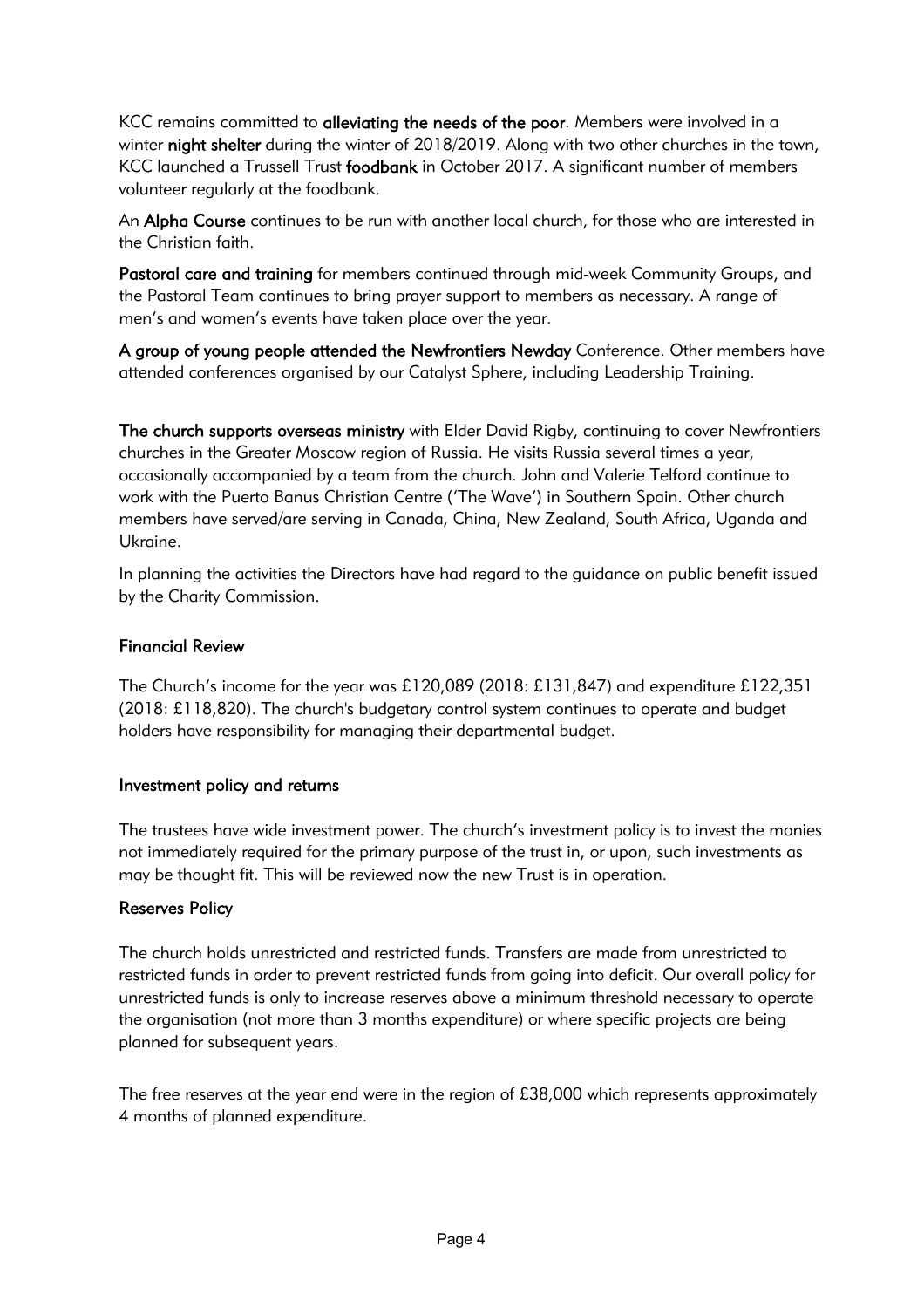KCC remains committed to **alleviating the needs of the poor**. Members were involved in a winter **night shelter** during the winter of 2018/2019. Along with two other churches in the town, KCC launched a Trussell Trust **foodbank** in October 2017. A significant number of members volunteer regularly at the foodbank.

An **Alpha Course** continues to be run with another local church, for those who are interested in the Christian faith.

**Pastoral care and training** for members continued through mid-week Community Groups, and the Pastoral Team continues to bring prayer support to members as necessary. A range of men's and women's events have taken place over the year.

**A group of young people attended the Newfrontiers Newday** Conference. Other members have attended conferences organised by our Catalyst Sphere, including Leadership Training.

**The church supports overseas ministry** with Elder David Rigby, continuing to cover Newfrontiers churches in the Greater Moscow region of Russia. He visits Russia several times a year, occasionally accompanied by a team from the church. John and Valerie Telford continue to work with the Puerto Banus Christian Centre ('The Wave') in Southern Spain. Other church members have served/are serving in Canada, China, New Zealand, South Africa, Uganda and Ukraine.

In planning the activities the Directors have had regard to the guidance on public benefit issued by the Charity Commission.

## Financial Review

The Church's income for the year was £120,089 (2018: £131,847) and expenditure £122,351 (2018: £118,820). The church's budgetary control system continues to operate and budget holders have responsibility for managing their departmental budget.

## Investment policy and returns

The trustees have wide investment power. The church's investment policy is to invest the monies not immediately required for the primary purpose of the trust in, or upon, such investments as may be thought fit. This will be reviewed now the new Trust is in operation.

## Reserves Policy

The church holds unrestricted and restricted funds. Transfers are made from unrestricted to restricted funds in order to prevent restricted funds from going into deficit. Our overall policy for unrestricted funds is only to increase reserves above a minimum threshold necessary to operate the organisation (not more than 3 months expenditure) or where specific projects are being planned for subsequent years.

The free reserves at the year end were in the region of £38,000 which represents approximately 4 months of planned expenditure.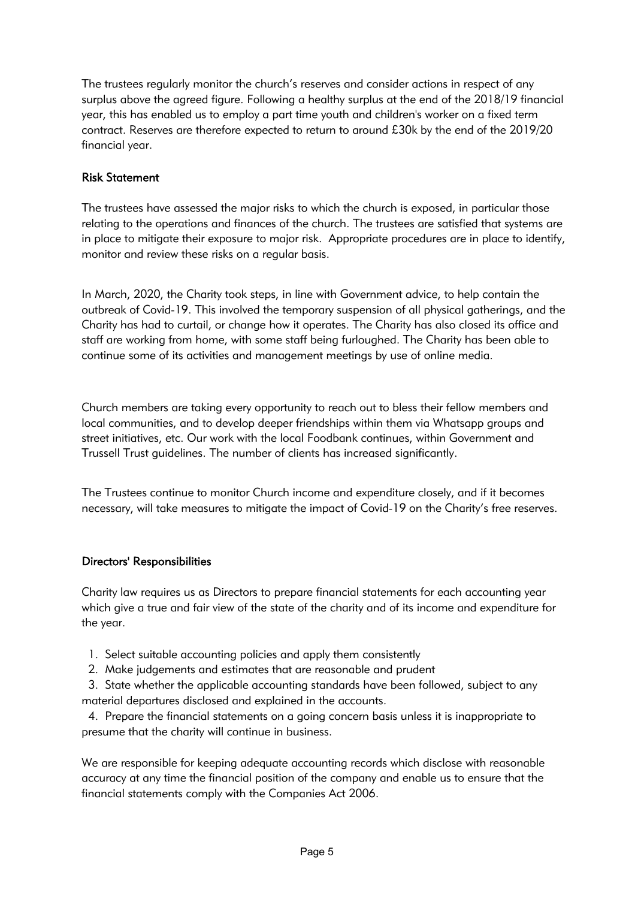The trustees regularly monitor the church's reserves and consider actions in respect of any surplus above the agreed figure. Following a healthy surplus at the end of the 2018/19 financial year, this has enabled us to employ a part time youth and children's worker on a fixed term contract. Reserves are therefore expected to return to around £30k by the end of the 2019/20 financial year.

## Risk Statement

The trustees have assessed the major risks to which the church is exposed, in particular those relating to the operations and finances of the church. The trustees are satisfied that systems are in place to mitigate their exposure to major risk. Appropriate procedures are in place to identify, monitor and review these risks on a regular basis.

In March, 2020, the Charity took steps, in line with Government advice, to help contain the outbreak of Covid-19. This involved the temporary suspension of all physical gatherings, and the Charity has had to curtail, or change how it operates. The Charity has also closed its office and staff are working from home, with some staff being furloughed. The Charity has been able to continue some of its activities and management meetings by use of online media.

Church members are taking every opportunity to reach out to bless their fellow members and local communities, and to develop deeper friendships within them via Whatsapp groups and street initiatives, etc. Our work with the local Foodbank continues, within Government and Trussell Trust guidelines. The number of clients has increased significantly.

The Trustees continue to monitor Church income and expenditure closely, and if it becomes necessary, will take measures to mitigate the impact of Covid-19 on the Charity's free reserves.

## Directors' Responsibilities

Charity law requires us as Directors to prepare financial statements for each accounting year which give a true and fair view of the state of the charity and of its income and expenditure for the year.

1. Select suitable accounting policies and apply them consistently
2. Make judgements and estimates that are reasonable and prudent
3. State whether the applicable accounting standards have been followed, subject to any material departures disclosed and explained in the accounts.
4. Prepare the financial statements on a going concern basis unless it is inappropriate to presume that the charity will continue in business.

We are responsible for keeping adequate accounting records which disclose with reasonable accuracy at any time the financial position of the company and enable us to ensure that the financial statements comply with the Companies Act 2006.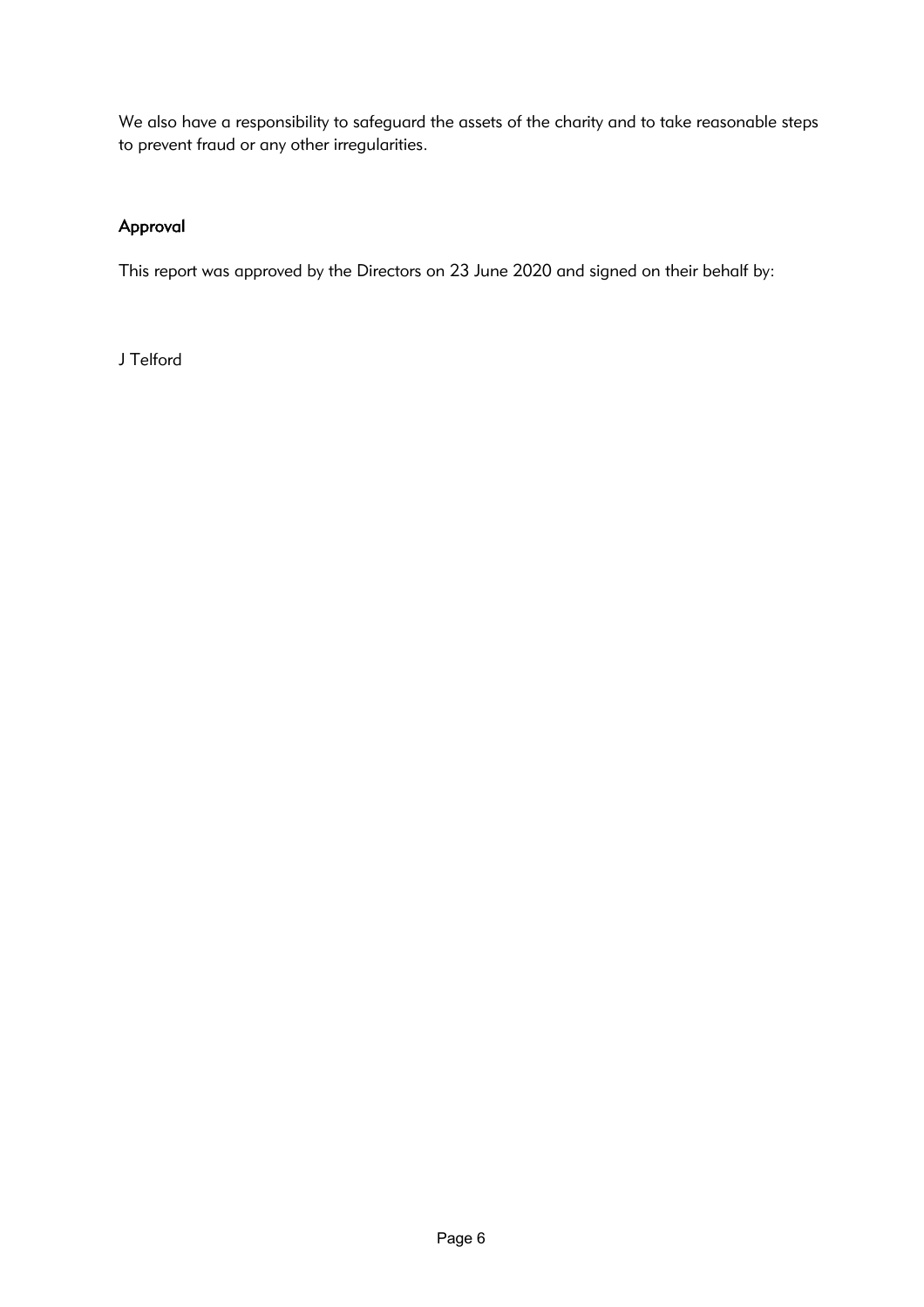We also have a responsibility to safeguard the assets of the charity and to take reasonable steps to prevent fraud or any other irregularities.

### Approval

This report was approved by the Directors on 23 June 2020 and signed on their behalf by:

J Telford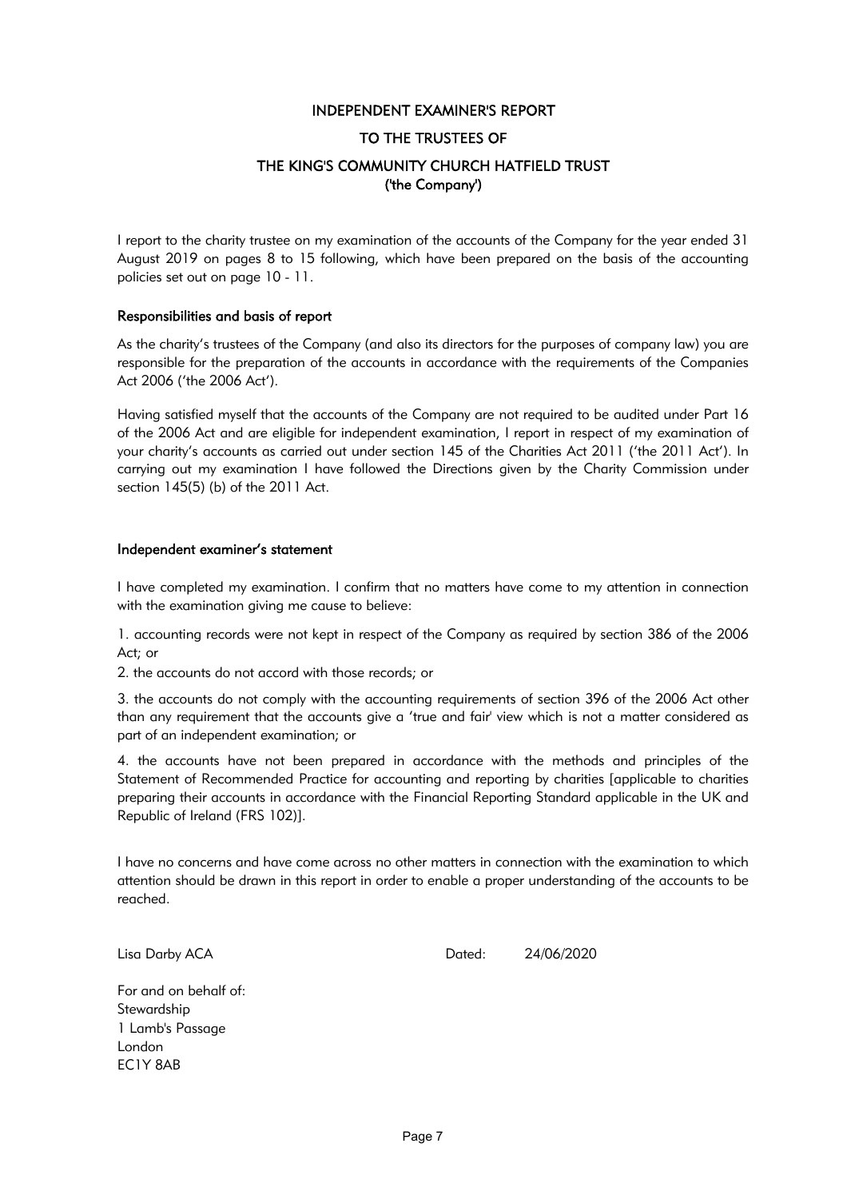# INDEPENDENT EXAMINER'S REPORT

## TO THE TRUSTEES OF

## THE KING'S COMMUNITY CHURCH HATFIELD TRUST
## ('the Company')

I report to the charity trustee on my examination of the accounts of the Company for the year ended 31 August 2019 on pages 8 to 15 following, which have been prepared on the basis of the accounting policies set out on page 10 - 11.

### Responsibilities and basis of report

As the charity's trustees of the Company (and also its directors for the purposes of company law) you are responsible for the preparation of the accounts in accordance with the requirements of the Companies Act 2006 ('the 2006 Act').

Having satisfied myself that the accounts of the Company are not required to be audited under Part 16 of the 2006 Act and are eligible for independent examination, I report in respect of my examination of your charity's accounts as carried out under section 145 of the Charities Act 2011 ('the 2011 Act'). In carrying out my examination I have followed the Directions given by the Charity Commission under section 145(5) (b) of the 2011 Act.

### Independent examiner's statement

I have completed my examination. I confirm that no matters have come to my attention in connection with the examination giving me cause to believe:

1. accounting records were not kept in respect of the Company as required by section 386 of the 2006 Act; or

2. the accounts do not accord with those records; or

3. the accounts do not comply with the accounting requirements of section 396 of the 2006 Act other than any requirement that the accounts give a 'true and fair' view which is not a matter considered as part of an independent examination; or

4. the accounts have not been prepared in accordance with the methods and principles of the Statement of Recommended Practice for accounting and reporting by charities [applicable to charities preparing their accounts in accordance with the Financial Reporting Standard applicable in the UK and Republic of Ireland (FRS 102)].

I have no concerns and have come across no other matters in connection with the examination to which attention should be drawn in this report in order to enable a proper understanding of the accounts to be reached.

Lisa Darby ACA

Dated: 24/06/2020

For and on behalf of:
Stewardship
1 Lamb's Passage
London
EC1Y 8AB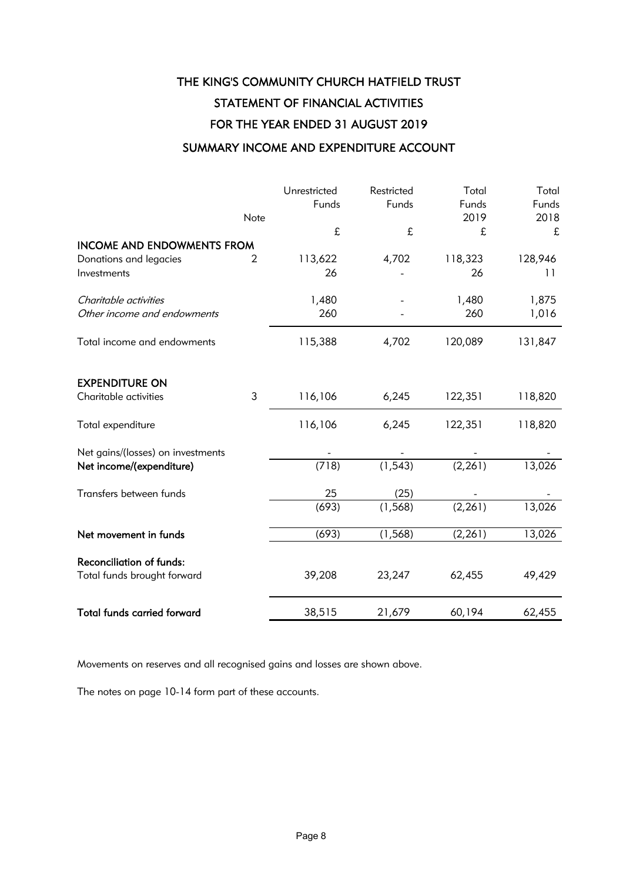# THE KING'S COMMUNITY CHURCH HATFIELD TRUST

## STATEMENT OF FINANCIAL ACTIVITIES

## FOR THE YEAR ENDED 31 AUGUST 2019

## SUMMARY INCOME AND EXPENDITURE ACCOUNT

| | Note | Unrestricted Funds | Restricted Funds | Total Funds 2019 | Total Funds 2018 |
|---|---|---|---|---|---|
| | | £ | £ | £ | £ |
| **INCOME AND ENDOWMENTS FROM** | | | | | |
| Donations and legacies | 2 | 113,622 | 4,702 | 118,323 | 128,946 |
| Investments | | 26 | - | 26 | 11 |
| *Charitable activities* | | 1,480 | - | 1,480 | 1,875 |
| *Other income and endowments* | | 260 | - | 260 | 1,016 |
| Total income and endowments | | 115,388 | 4,702 | 120,089 | 131,847 |
| **EXPENDITURE ON** | | | | | |
| Charitable activities | 3 | 116,106 | 6,245 | 122,351 | 118,820 |
| Total expenditure | | 116,106 | 6,245 | 122,351 | 118,820 |
| Net gains/(losses) on investments | | - | - | - | - |
| **Net income/(expenditure)** | | (718) | (1,543) | (2,261) | 13,026 |
| Transfers between funds | | 25 | (25) | - | - |
| | | (693) | (1,568) | (2,261) | 13,026 |
| **Net movement in funds** | | (693) | (1,568) | (2,261) | 13,026 |
| **Reconciliation of funds:** | | | | | |
| Total funds brought forward | | 39,208 | 23,247 | 62,455 | 49,429 |
| **Total funds carried forward** | | 38,515 | 21,679 | 60,194 | 62,455 |

Movements on reserves and all recognised gains and losses are shown above.

The notes on page 10-14 form part of these accounts.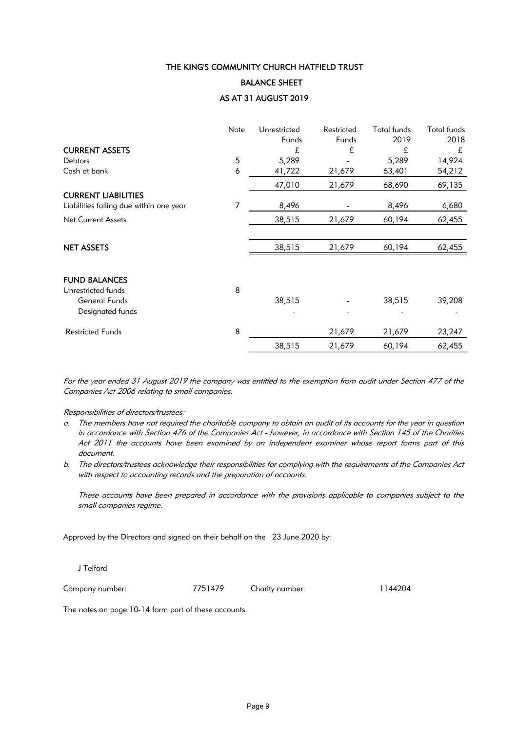# THE KING'S COMMUNITY CHURCH HATFIELD TRUST

## BALANCE SHEET

## AS AT 31 AUGUST 2019

| | Note | Unrestricted Funds | Restricted Funds | Total funds 2019 | Total funds 2018 |
|---|---|---|---|---|---|
| **CURRENT ASSETS** | | £ | £ | £ | £ |
| Debtors | 5 | 5,289 | - | 5,289 | 14,924 |
| Cash at bank | 6 | 41,722 | 21,679 | 63,401 | 54,212 |
| | | 47,010 | 21,679 | 68,690 | 69,135 |
| **CURRENT LIABILITIES** | | | | | |
| Liabilities falling due within one year | 7 | 8,496 | - | 8,496 | 6,680 |
| Net Current Assets | | 38,515 | 21,679 | 60,194 | 62,455 |
| **NET ASSETS** | | 38,515 | 21,679 | 60,194 | 62,455 |
| **FUND BALANCES** | | | | | |
| Unrestricted funds | 8 | | | | |
| General Funds | | 38,515 | - | 38,515 | 39,208 |
| Designated funds | | - | - | - | - |
| Restricted Funds | 8 | | 21,679 | 21,679 | 23,247 |
| | | 38,515 | 21,679 | 60,194 | 62,455 |

*For the year ended 31 August 2019 the company was entitled to the exemption from audit under Section 477 of the Companies Act 2006 relating to small companies.*

*Responsibilities of directors/trustees:*

a. *The members have not required the charitable company to obtain an audit of its accounts for the year in question in accordance with Section 476 of the Companies Act - however, in accordance with Section 145 of the Charities Act 2011 the accounts have been examined by an independent examiner whose report forms part of this document.*

b. *The directors/trustees acknowledge their responsibilities for complying with the requirements of the Companies Act with respect to accounting records and the preparation of accounts.*

*These accounts have been prepared in accordance with the provisions applicable to companies subject to the small companies regime.*

Approved by the Directors and signed on their behalf on the 23 June 2020 by:

J Telford

Company number: 7751479 Charity number: 1144204

The notes on page 10-14 form part of these accounts.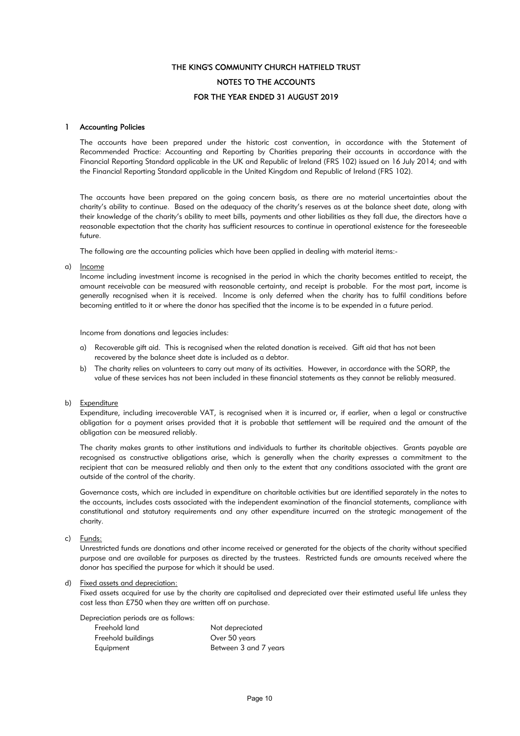# THE KING'S COMMUNITY CHURCH HATFIELD TRUST

## NOTES TO THE ACCOUNTS

## FOR THE YEAR ENDED 31 AUGUST 2019

### 1 Accounting Policies

The accounts have been prepared under the historic cost convention, in accordance with the Statement of Recommended Practice: Accounting and Reporting by Charities preparing their accounts in accordance with the Financial Reporting Standard applicable in the UK and Republic of Ireland (FRS 102) issued on 16 July 2014; and with the Financial Reporting Standard applicable in the United Kingdom and Republic of Ireland (FRS 102).

The accounts have been prepared on the going concern basis, as there are no material uncertainties about the charity's ability to continue. Based on the adequacy of the charity's reserves as at the balance sheet date, along with their knowledge of the charity's ability to meet bills, payments and other liabilities as they fall due, the directors have a reasonable expectation that the charity has sufficient resources to continue in operational existence for the foreseeable future.

The following are the accounting policies which have been applied in dealing with material items:-

a) Income

Income including investment income is recognised in the period in which the charity becomes entitled to receipt, the amount receivable can be measured with reasonable certainty, and receipt is probable. For the most part, income is generally recognised when it is received. Income is only deferred when the charity has to fulfil conditions before becoming entitled to it or where the donor has specified that the income is to be expended in a future period.

Income from donations and legacies includes:

a) Recoverable gift aid. This is recognised when the related donation is received. Gift aid that has not been recovered by the balance sheet date is included as a debtor.

b) The charity relies on volunteers to carry out many of its activities. However, in accordance with the SORP, the value of these services has not been included in these financial statements as they cannot be reliably measured.

b) Expenditure

Expenditure, including irrecoverable VAT, is recognised when it is incurred or, if earlier, when a legal or constructive obligation for a payment arises provided that it is probable that settlement will be required and the amount of the obligation can be measured reliably.

The charity makes grants to other institutions and individuals to further its charitable objectives. Grants payable are recognised as constructive obligations arise, which is generally when the charity expresses a commitment to the recipient that can be measured reliably and then only to the extent that any conditions associated with the grant are outside of the control of the charity.

Governance costs, which are included in expenditure on charitable activities but are identified separately in the notes to the accounts, includes costs associated with the independent examination of the financial statements, compliance with constitutional and statutory requirements and any other expenditure incurred on the strategic management of the charity.

c) Funds:

Unrestricted funds are donations and other income received or generated for the objects of the charity without specified purpose and are available for purposes as directed by the trustees. Restricted funds are amounts received where the donor has specified the purpose for which it should be used.

d) Fixed assets and depreciation:

Fixed assets acquired for use by the charity are capitalised and depreciated over their estimated useful life unless they cost less than £750 when they are written off on purchase.

Depreciation periods are as follows:

| | |
|---|---|
| Freehold land | Not depreciated |
| Freehold buildings | Over 50 years |
| Equipment | Between 3 and 7 years |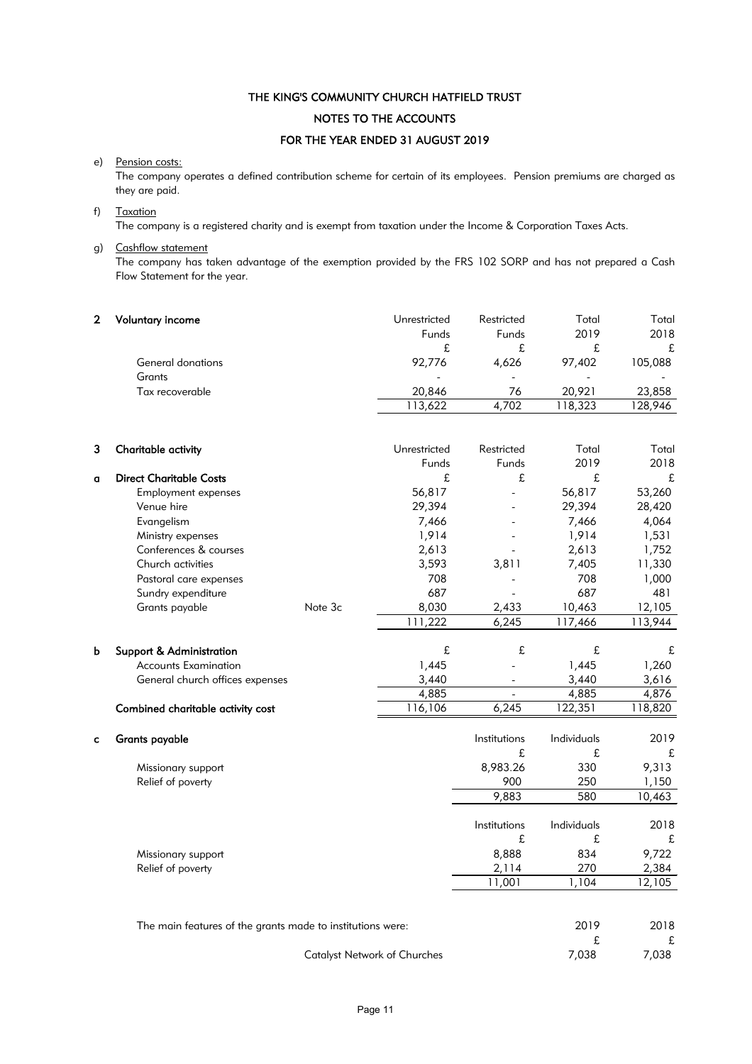# THE KING'S COMMUNITY CHURCH HATFIELD TRUST

## NOTES TO THE ACCOUNTS

## FOR THE YEAR ENDED 31 AUGUST 2019

e) Pension costs:
The company operates a defined contribution scheme for certain of its employees. Pension premiums are charged as they are paid.

f) Taxation
The company is a registered charity and is exempt from taxation under the Income & Corporation Taxes Acts.

g) Cashflow statement
The company has taken advantage of the exemption provided by the FRS 102 SORP and has not prepared a Cash Flow Statement for the year.

| 2 | **Voluntary income** | Unrestricted Funds | Restricted Funds | Total 2019 | Total 2018 |
|---|---|---|---|---|---|
| | | £ | £ | £ | £ |
| | General donations | 92,776 | 4,626 | 97,402 | 105,088 |
| | Grants | - | - | - | - |
| | Tax recoverable | 20,846 | 76 | 20,921 | 23,858 |
| | | 113,622 | 4,702 | 118,323 | 128,946 |

| 3 | **Charitable activity** | | Unrestricted Funds | Restricted Funds | Total 2019 | Total 2018 |
|---|---|---|---|---|---|---|
| a | **Direct Charitable Costs** | | £ | £ | £ | £ |
| | Employment expenses | | 56,817 | - | 56,817 | 53,260 |
| | Venue hire | | 29,394 | - | 29,394 | 28,420 |
| | Evangelism | | 7,466 | - | 7,466 | 4,064 |
| | Ministry expenses | | 1,914 | - | 1,914 | 1,531 |
| | Conferences & courses | | 2,613 | - | 2,613 | 1,752 |
| | Church activities | | 3,593 | 3,811 | 7,405 | 11,330 |
| | Pastoral care expenses | | 708 | - | 708 | 1,000 |
| | Sundry expenditure | | 687 | - | 687 | 481 |
| | Grants payable | Note 3c | 8,030 | 2,433 | 10,463 | 12,105 |
| | | | 111,222 | 6,245 | 117,466 | 113,944 |
| b | **Support & Administration** | | £ | £ | £ | £ |
| | Accounts Examination | | 1,445 | - | 1,445 | 1,260 |
| | General church offices expenses | | 3,440 | - | 3,440 | 3,616 |
| | | | 4,885 | - | 4,885 | 4,876 |
| | **Combined charitable activity cost** | | 116,106 | 6,245 | 122,351 | 118,820 |

| c | **Grants payable** | Institutions | Individuals | 2019 |
|---|---|---|---|---|
| | | £ | £ | £ |
| | Missionary support | 8,983.26 | 330 | 9,313 |
| | Relief of poverty | 900 | 250 | 1,150 |
| | | 9,883 | 580 | 10,463 |
| | | **Institutions** | **Individuals** | **2018** |
| | | £ | £ | £ |
| | Missionary support | 8,888 | 834 | 9,722 |
| | Relief of poverty | 2,114 | 270 | 2,384 |
| | | 11,001 | 1,104 | 12,105 |

The main features of the grants made to institutions were:

| | 2019 | 2018 |
|---|---|---|
| | £ | £ |
| Catalyst Network of Churches | 7,038 | 7,038 |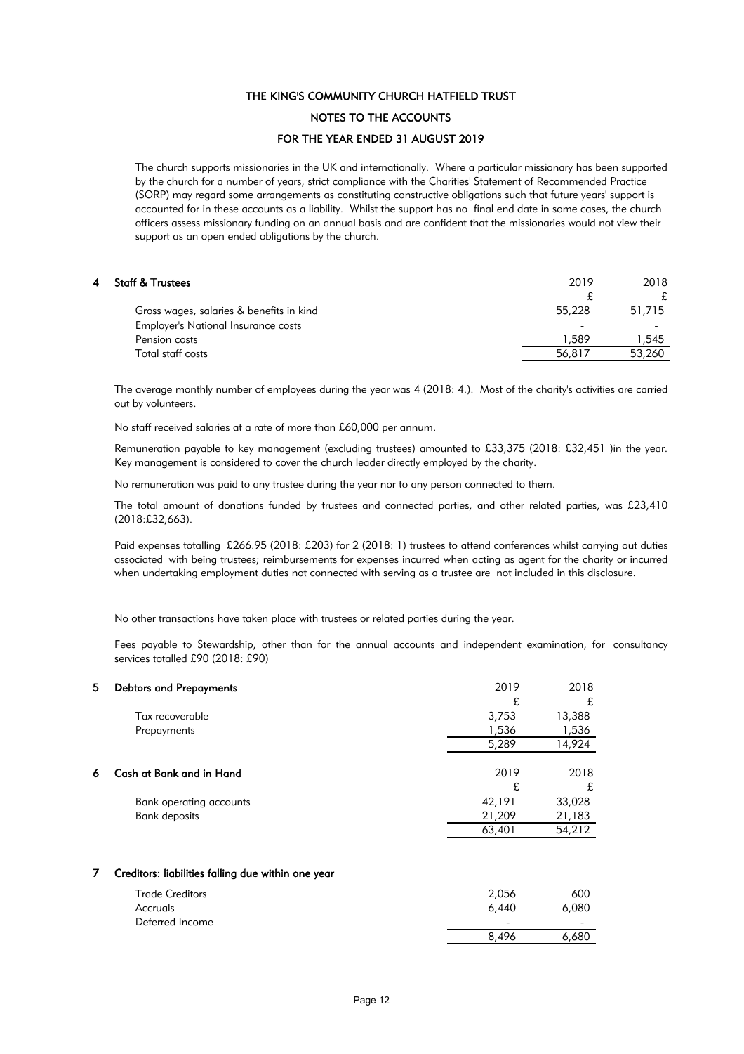The church supports missionaries in the UK and internationally. Where a particular missionary has been supported by the church for a number of years, strict compliance with the Charities' Statement of Recommended Practice (SORP) may regard some arrangements as constituting constructive obligations such that future years' support is accounted for in these accounts as a liability. Whilst the support has no final end date in some cases, the church officers assess missionary funding on an annual basis and are confident that the missionaries would not view their support as an open ended obligations by the church.

## 4 Staff & Trustees

| | 2019 | 2018 |
|---|---|---|
| | £ | £ |
| Gross wages, salaries & benefits in kind | 55,228 | 51,715 |
| Employer's National Insurance costs | - | - |
| Pension costs | 1,589 | 1,545 |
| Total staff costs | 56,817 | 53,260 |

The average monthly number of employees during the year was 4 (2018: 4.). Most of the charity's activities are carried out by volunteers.

No staff received salaries at a rate of more than £60,000 per annum.

Remuneration payable to key management (excluding trustees) amounted to £33,375 (2018: £32,451 )in the year. Key management is considered to cover the church leader directly employed by the charity.

No remuneration was paid to any trustee during the year nor to any person connected to them.

The total amount of donations funded by trustees and connected parties, and other related parties, was £23,410 (2018:£32,663).

Paid expenses totalling £266.95 (2018: £203) for 2 (2018: 1) trustees to attend conferences whilst carrying out duties associated with being trustees; reimbursements for expenses incurred when acting as agent for the charity or incurred when undertaking employment duties not connected with serving as a trustee are not included in this disclosure.

No other transactions have taken place with trustees or related parties during the year.

Fees payable to Stewardship, other than for the annual accounts and independent examination, for consultancy services totalled £90 (2018: £90)

## 5 Debtors and Prepayments

| | 2019 | 2018 |
|---|---|---|
| | £ | £ |
| Tax recoverable | 3,753 | 13,388 |
| Prepayments | 1,536 | 1,536 |
| | 5,289 | 14,924 |

## 6 Cash at Bank and in Hand

| | 2019 | 2018 |
|---|---|---|
| | £ | £ |
| Bank operating accounts | 42,191 | 33,028 |
| Bank deposits | 21,209 | 21,183 |
| | 63,401 | 54,212 |

## 7 Creditors: liabilities falling due within one year

| | 2019 | 2018 |
|---|---|---|
| Trade Creditors | 2,056 | 600 |
| Accruals | 6,440 | 6,080 |
| Deferred Income | - | - |
| | 8,496 | 6,680 |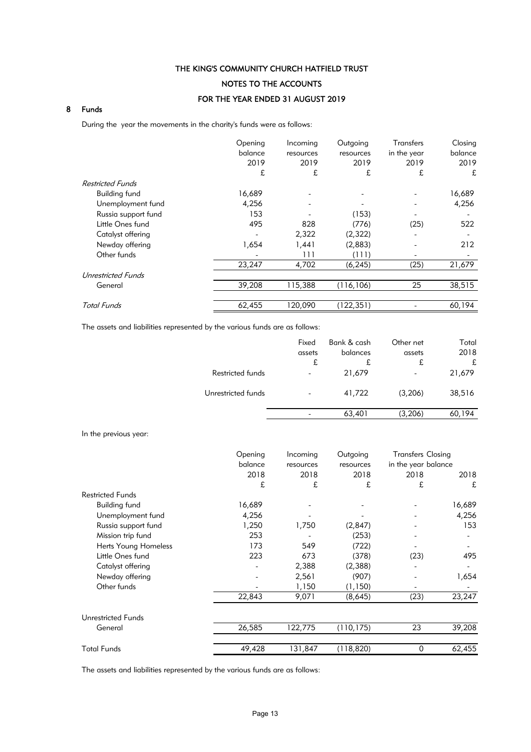THE KING'S COMMUNITY CHURCH HATFIELD TRUST

NOTES TO THE ACCOUNTS

FOR THE YEAR ENDED 31 AUGUST 2019

## 8 Funds

During the year the movements in the charity's funds were as follows:

| | Opening balance 2019 £ | Incoming resources 2019 £ | Outgoing resources 2019 £ | Transfers in the year 2019 £ | Closing balance 2019 £ |
|---|---|---|---|---|---|
| *Restricted Funds* | | | | | |
| Building fund | 16,689 | - | - | - | 16,689 |
| Unemployment fund | 4,256 | - | - | - | 4,256 |
| Russia support fund | 153 | - | (153) | - | - |
| Little Ones fund | 495 | 828 | (776) | (25) | 522 |
| Catalyst offering | - | 2,322 | (2,322) | - | - |
| Newday offering | 1,654 | 1,441 | (2,883) | - | 212 |
| Other funds | - | 111 | (111) | - | - |
| | 23,247 | 4,702 | (6,245) | (25) | 21,679 |
| *Unrestricted Funds* | | | | | |
| General | 39,208 | 115,388 | (116,106) | 25 | 38,515 |
| *Total Funds* | 62,455 | 120,090 | (122,351) | - | 60,194 |

The assets and liabilities represented by the various funds are as follows:

| | Fixed assets £ | Bank & cash balances £ | Other net assets £ | Total 2018 £ |
|---|---|---|---|---|
| Restricted funds | - | 21,679 | - | 21,679 |
| Unrestricted funds | - | 41,722 | (3,206) | 38,516 |
| | - | 63,401 | (3,206) | 60,194 |

In the previous year:

| | Opening balance 2018 £ | Incoming resources 2018 £ | Outgoing resources 2018 £ | Transfers in the year 2018 £ | Closing balance 2018 £ |
|---|---|---|---|---|---|
| Restricted Funds | | | | | |
| Building fund | 16,689 | - | - | - | 16,689 |
| Unemployment fund | 4,256 | - | - | - | 4,256 |
| Russia support fund | 1,250 | 1,750 | (2,847) | - | 153 |
| Mission trip fund | 253 | - | (253) | - | - |
| Herts Young Homeless | 173 | 549 | (722) | - | - |
| Little Ones fund | 223 | 673 | (378) | (23) | 495 |
| Catalyst offering | - | 2,388 | (2,388) | - | - |
| Newday offering | - | 2,561 | (907) | - | 1,654 |
| Other funds | - | 1,150 | (1,150) | - | - |
| | 22,843 | 9,071 | (8,645) | (23) | 23,247 |
| Unrestricted Funds | | | | | |
| General | 26,585 | 122,775 | (110,175) | 23 | 39,208 |
| Total Funds | 49,428 | 131,847 | (118,820) | 0 | 62,455 |

The assets and liabilities represented by the various funds are as follows: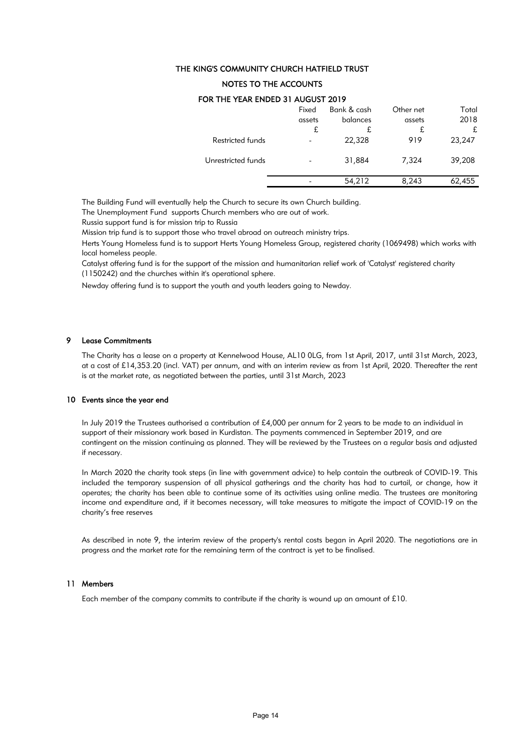# THE KING'S COMMUNITY CHURCH HATFIELD TRUST

## NOTES TO THE ACCOUNTS

### FOR THE YEAR ENDED 31 AUGUST 2019

| | Fixed assets | Bank & cash balances | Other net assets | Total 2018 |
|---|---|---|---|---|
| | £ | £ | £ | £ |
| Restricted funds | - | 22,328 | 919 | 23,247 |
| Unrestricted funds | - | 31,884 | 7,324 | 39,208 |
| | - | 54,212 | 8,243 | 62,455 |

The Building Fund will eventually help the Church to secure its own Church building.

The Unemployment Fund supports Church members who are out of work.

Russia support fund is for mission trip to Russia

Mission trip fund is to support those who travel abroad on outreach ministry trips.

Herts Young Homeless fund is to support Herts Young Homeless Group, registered charity (1069498) which works with local homeless people.

Catalyst offering fund is for the support of the mission and humanitarian relief work of 'Catalyst' registered charity (1150242) and the churches within it's operational sphere.

Newday offering fund is to support the youth and youth leaders going to Newday.

## 9 Lease Commitments

The Charity has a lease on a property at Kennelwood House, AL10 0LG, from 1st April, 2017, until 31st March, 2023, at a cost of £14,353.20 (incl. VAT) per annum, and with an interim review as from 1st April, 2020. Thereafter the rent is at the market rate, as negotiated between the parties, until 31st March, 2023

## 10 Events since the year end

In July 2019 the Trustees authorised a contribution of £4,000 per annum for 2 years to be made to an individual in support of their missionary work based in Kurdistan. The payments commenced in September 2019, and are contingent on the mission continuing as planned. They will be reviewed by the Trustees on a regular basis and adjusted if necessary.

In March 2020 the charity took steps (in line with government advice) to help contain the outbreak of COVID-19. This included the temporary suspension of all physical gatherings and the charity has had to curtail, or change, how it operates; the charity has been able to continue some of its activities using online media. The trustees are monitoring income and expenditure and, if it becomes necessary, will take measures to mitigate the impact of COVID-19 on the charity's free reserves

As described in note 9, the interim review of the property's rental costs began in April 2020. The negotiations are in progress and the market rate for the remaining term of the contract is yet to be finalised.

## 11 Members

Each member of the company commits to contribute if the charity is wound up an amount of £10.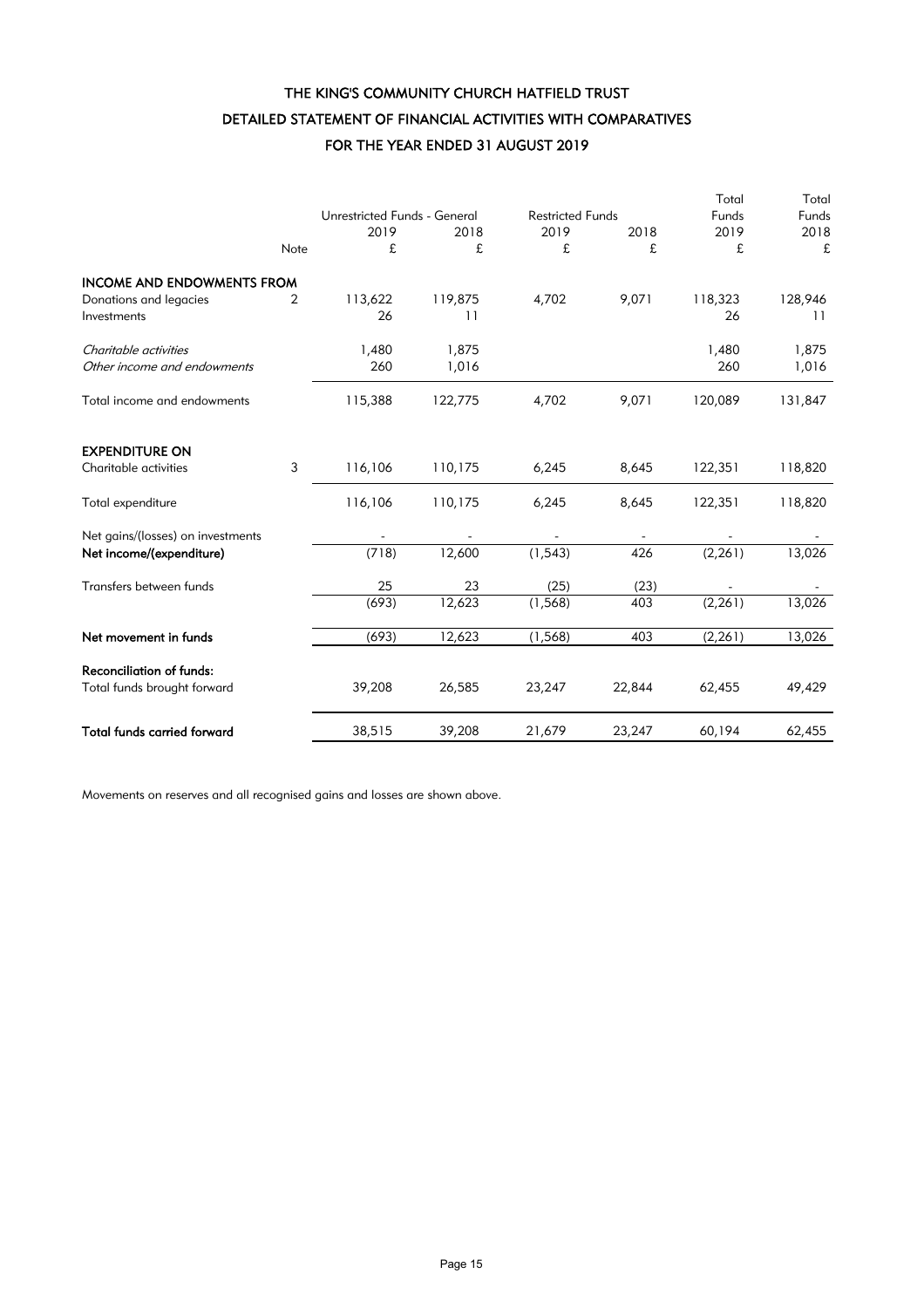# THE KING'S COMMUNITY CHURCH HATFIELD TRUST

## DETAILED STATEMENT OF FINANCIAL ACTIVITIES WITH COMPARATIVES

## FOR THE YEAR ENDED 31 AUGUST 2019

| | Note | Unrestricted Funds - General | | Restricted Funds | | Total Funds | Total Funds |
|---|---|---|---|---|---|---|---|
| | | 2019 | 2018 | 2019 | 2018 | 2019 | 2018 |
| | | £ | £ | £ | £ | £ | £ |
| **INCOME AND ENDOWMENTS FROM** | | | | | | | |
| Donations and legacies | 2 | 113,622 | 119,875 | 4,702 | 9,071 | 118,323 | 128,946 |
| Investments | | 26 | 11 | | | 26 | 11 |
| *Charitable activities* | | 1,480 | 1,875 | | | 1,480 | 1,875 |
| *Other income and endowments* | | 260 | 1,016 | | | 260 | 1,016 |
| Total income and endowments | | 115,388 | 122,775 | 4,702 | 9,071 | 120,089 | 131,847 |
| **EXPENDITURE ON** | | | | | | | |
| Charitable activities | 3 | 116,106 | 110,175 | 6,245 | 8,645 | 122,351 | 118,820 |
| Total expenditure | | 116,106 | 110,175 | 6,245 | 8,645 | 122,351 | 118,820 |
| Net gains/(losses) on investments | | - | - | - | - | - | - |
| **Net income/(expenditure)** | | (718) | 12,600 | (1,543) | 426 | (2,261) | 13,026 |
| Transfers between funds | | 25 | 23 | (25) | (23) | - | - |
| | | (693) | 12,623 | (1,568) | 403 | (2,261) | 13,026 |
| **Net movement in funds** | | (693) | 12,623 | (1,568) | 403 | (2,261) | 13,026 |
| **Reconciliation of funds:** | | | | | | | |
| Total funds brought forward | | 39,208 | 26,585 | 23,247 | 22,844 | 62,455 | 49,429 |
| **Total funds carried forward** | | 38,515 | 39,208 | 21,679 | 23,247 | 60,194 | 62,455 |

Movements on reserves and all recognised gains and losses are shown above.